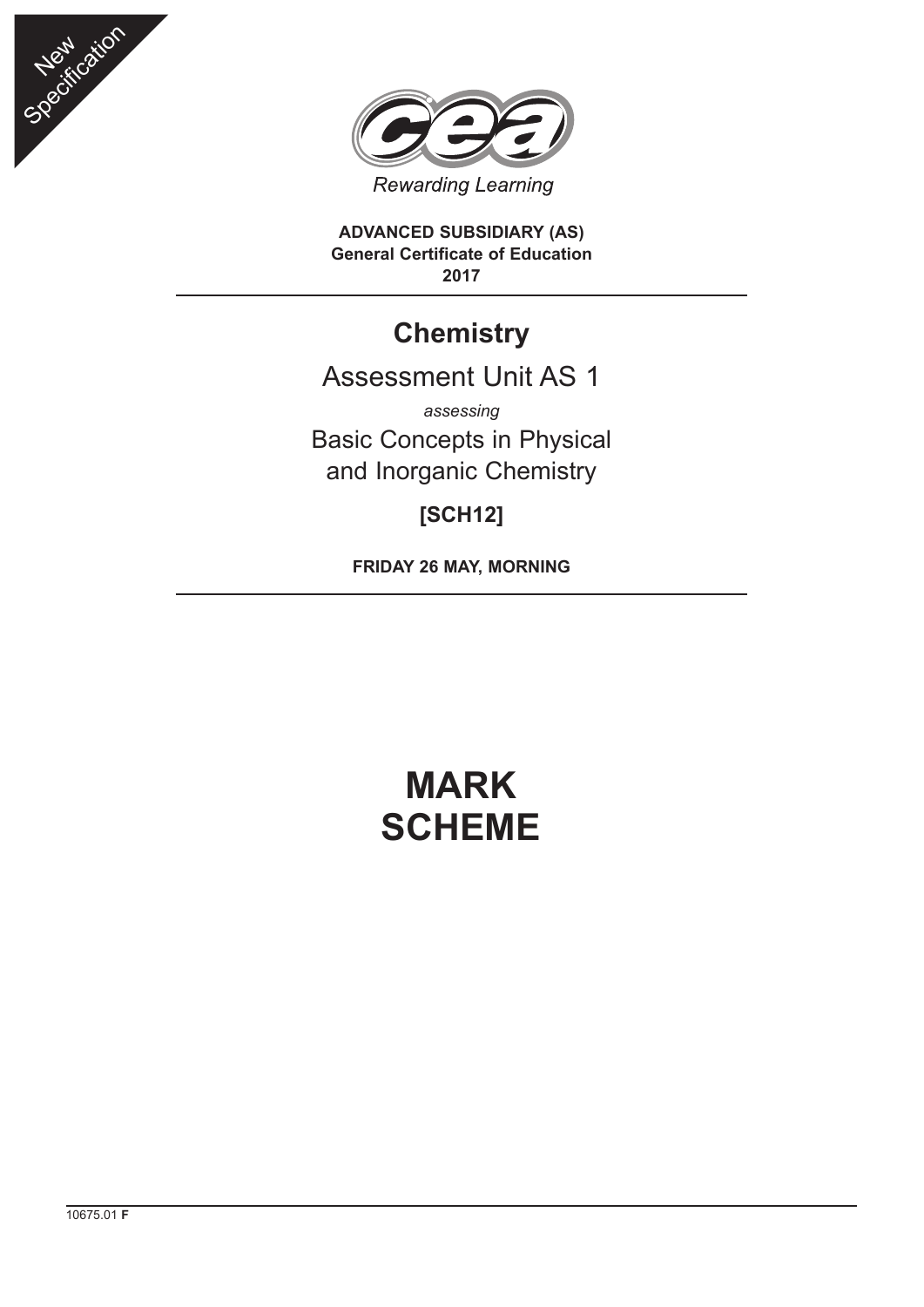New Specification

Rewarding Learning

**ADVANCED SUBSIDIARY (AS)**
**General Certificate of Education**
**2017**

# Chemistry

## Assessment Unit AS 1

*assessing*

Basic Concepts in Physical and Inorganic Chemistry

**[SCH12]**

**FRIDAY 26 MAY, MORNING**

# MARK SCHEME

10675.01 **F**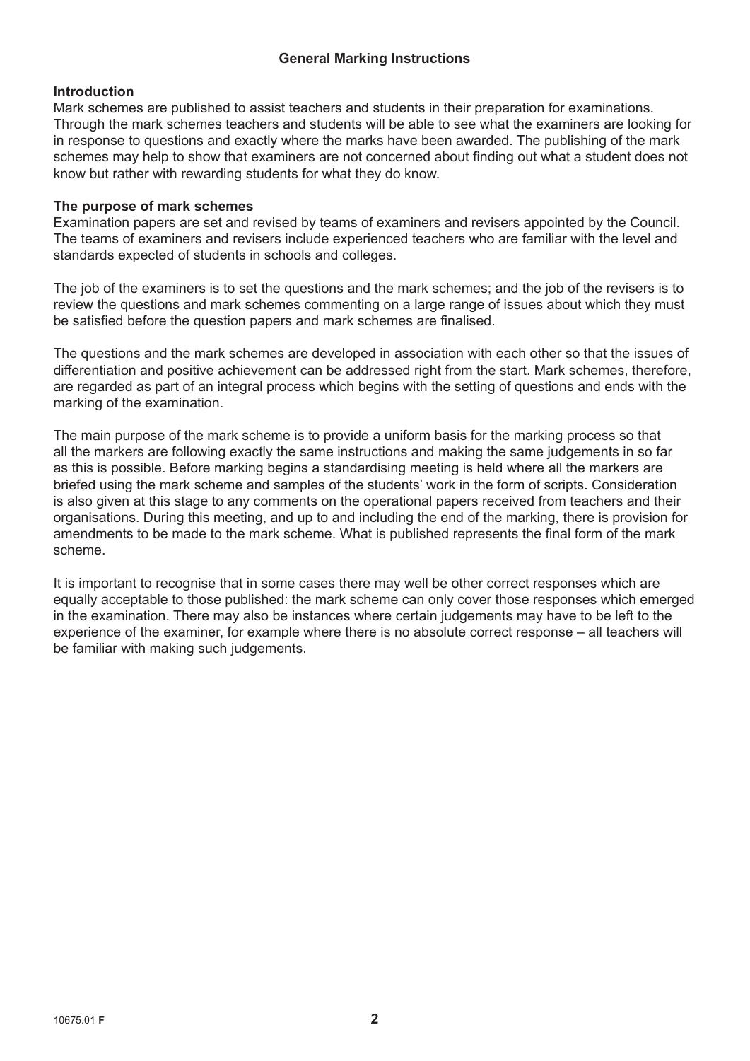## General Marking Instructions

### Introduction

Mark schemes are published to assist teachers and students in their preparation for examinations. Through the mark schemes teachers and students will be able to see what the examiners are looking for in response to questions and exactly where the marks have been awarded. The publishing of the mark schemes may help to show that examiners are not concerned about finding out what a student does not know but rather with rewarding students for what they do know.

### The purpose of mark schemes

Examination papers are set and revised by teams of examiners and revisers appointed by the Council. The teams of examiners and revisers include experienced teachers who are familiar with the level and standards expected of students in schools and colleges.

The job of the examiners is to set the questions and the mark schemes; and the job of the revisers is to review the questions and mark schemes commenting on a large range of issues about which they must be satisfied before the question papers and mark schemes are finalised.

The questions and the mark schemes are developed in association with each other so that the issues of differentiation and positive achievement can be addressed right from the start. Mark schemes, therefore, are regarded as part of an integral process which begins with the setting of questions and ends with the marking of the examination.

The main purpose of the mark scheme is to provide a uniform basis for the marking process so that all the markers are following exactly the same instructions and making the same judgements in so far as this is possible. Before marking begins a standardising meeting is held where all the markers are briefed using the mark scheme and samples of the students' work in the form of scripts. Consideration is also given at this stage to any comments on the operational papers received from teachers and their organisations. During this meeting, and up to and including the end of the marking, there is provision for amendments to be made to the mark scheme. What is published represents the final form of the mark scheme.

It is important to recognise that in some cases there may well be other correct responses which are equally acceptable to those published: the mark scheme can only cover those responses which emerged in the examination. There may also be instances where certain judgements may have to be left to the experience of the examiner, for example where there is no absolute correct response – all teachers will be familiar with making such judgements.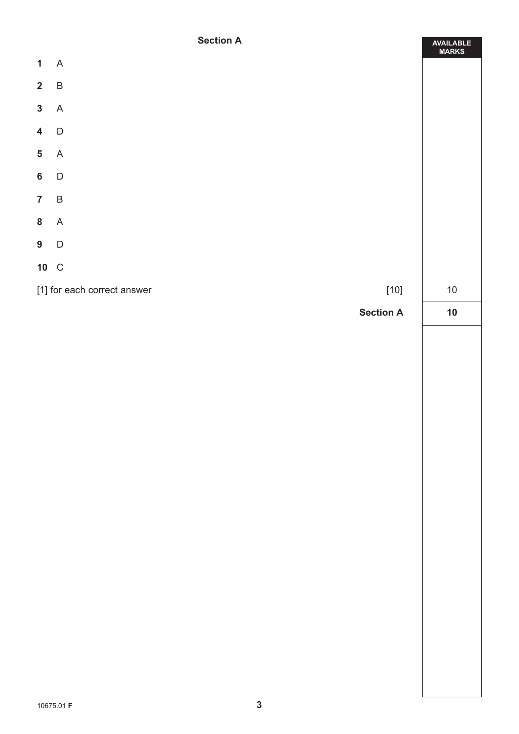## Section A

| | | AVAILABLE MARKS |
|---|---|---|
| **1** | A | |
| **2** | B | |
| **3** | A | |
| **4** | D | |
| **5** | A | |
| **6** | D | |
| **7** | B | |
| **8** | A | |
| **9** | D | |
| **10** | C | |
| [1] for each correct answer | [10] | 10 |
| | **Section A** | **10** |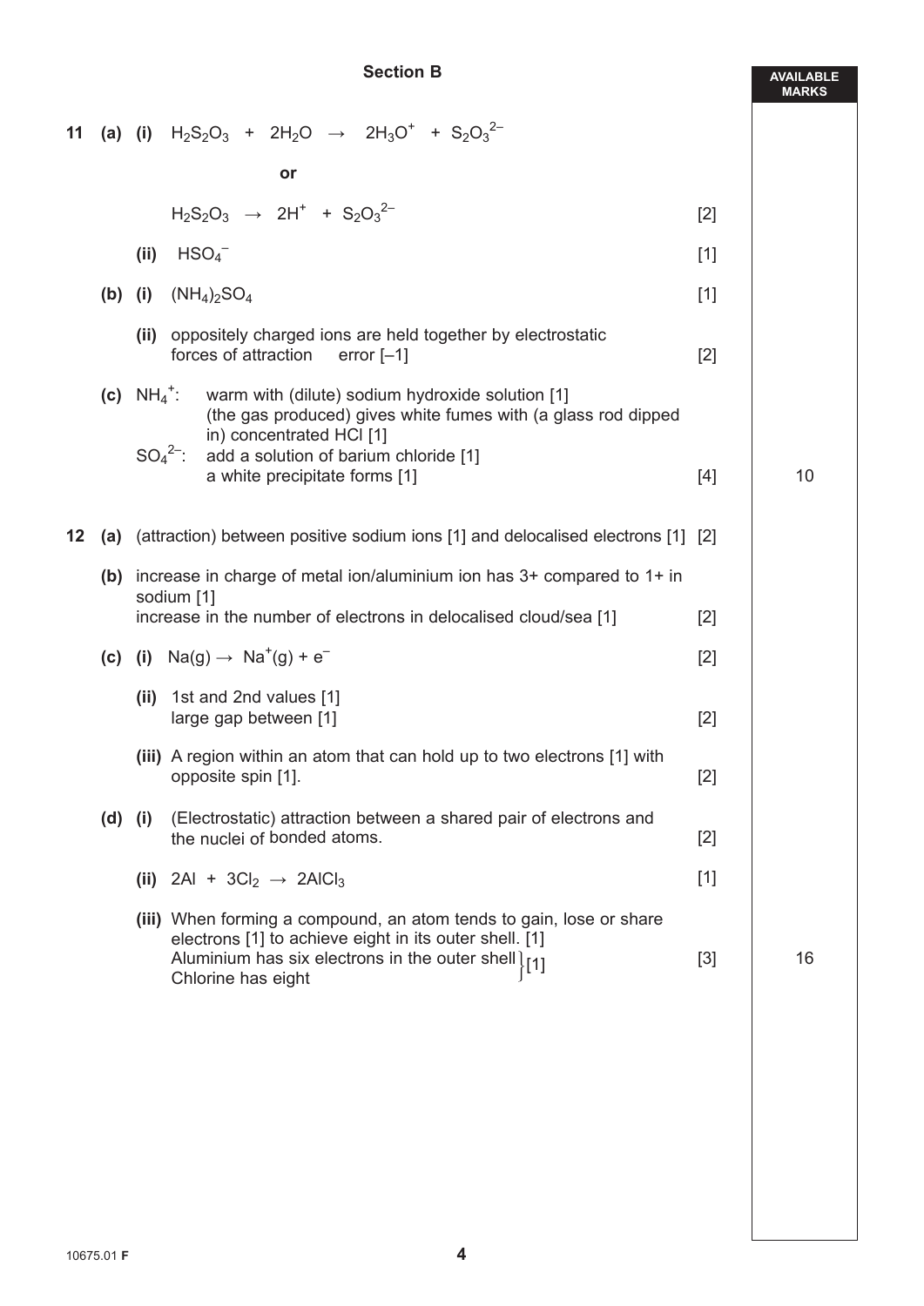## Section B

**AVAILABLE MARKS**

**11 (a) (i)** $H_2S_2O_3 + 2H_2O \rightarrow 2H_3O^+ + S_2O_3^{2-}$

**or**

$H_2S_2O_3 \rightarrow 2H^+ + S_2O_3^{2-}$ [2]

**(ii)** $HSO_4^-$ [1]

**(b) (i)** $(NH_4)_2SO_4$ [1]

**(ii)** oppositely charged ions are held together by electrostatic forces of attraction error [–1] [2]

**(c)** $NH_4^+$: warm with (dilute) sodium hydroxide solution [1]
(the gas produced) gives white fumes with (a glass rod dipped in) concentrated HCl [1]

$SO_4^{2-}$: add a solution of barium chloride [1]
a white precipitate forms [1] [4]

10

**12 (a)** (attraction) between positive sodium ions [1] and delocalised electrons [1] [2]

**(b)** increase in charge of metal ion/aluminium ion has 3+ compared to 1+ in sodium [1]
increase in the number of electrons in delocalised cloud/sea [1] [2]

**(c) (i)** $Na(g) \rightarrow Na^+(g) + e^-$ [2]

**(ii)** 1st and 2nd values [1]
large gap between [1] [2]

**(iii)** A region within an atom that can hold up to two electrons [1] with opposite spin [1]. [2]

**(d) (i)** (Electrostatic) attraction between a shared pair of electrons and the nuclei of bonded atoms. [2]

**(ii)** $2Al + 3Cl_2 \rightarrow 2AlCl_3$ [1]

**(iii)** When forming a compound, an atom tends to gain, lose or share electrons [1] to achieve eight in its outer shell. [1]
Aluminium has six electrons in the outer shell
Chlorine has eight } [1] [3]

16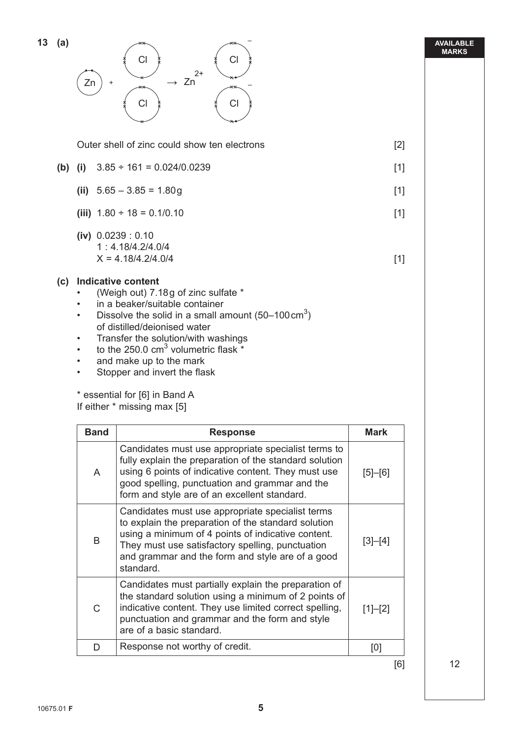**13 (a)**

$Zn + 2Cl \rightarrow Zn^{2+} \; 2Cl^{-}$

Outer shell of zinc could show ten electrons [2]

**(b) (i)** $3.85 \div 161 = 0.024/0.0239$ [1]

**(ii)** $5.65 - 3.85 = 1.80$ g [1]

**(iii)** $1.80 \div 18 = 0.1/0.10$ [1]

**(iv)** 0.0239 : 0.10
1 : 4.18/4.2/4.0/4
X = 4.18/4.2/4.0/4 [1]

**(c) Indicative content**

- (Weigh out) 7.18 g of zinc sulfate *
- in a beaker/suitable container
- Dissolve the solid in a small amount (50–100 $cm^3$) of distilled/deionised water
- Transfer the solution/with washings
- to the 250.0 $cm^3$ volumetric flask *
- and make up to the mark
- Stopper and invert the flask

\* essential for [6] in Band A
If either * missing max [5]

| Band | Response | Mark |
|---|---|---|
| A | Candidates must use appropriate specialist terms to fully explain the preparation of the standard solution using 6 points of indicative content. They must use good spelling, punctuation and grammar and the form and style are of an excellent standard. | [5]–[6] |
| B | Candidates must use appropriate specialist terms to explain the preparation of the standard solution using a minimum of 4 points of indicative content. They must use satisfactory spelling, punctuation and grammar and the form and style are of a good standard. | [3]–[4] |
| C | Candidates must partially explain the preparation of the standard solution using a minimum of 2 points of indicative content. They use limited correct spelling, punctuation and grammar and the form and style are of a basic standard. | [1]–[2] |
| D | Response not worthy of credit. | [0] |

[6]

AVAILABLE MARKS: 12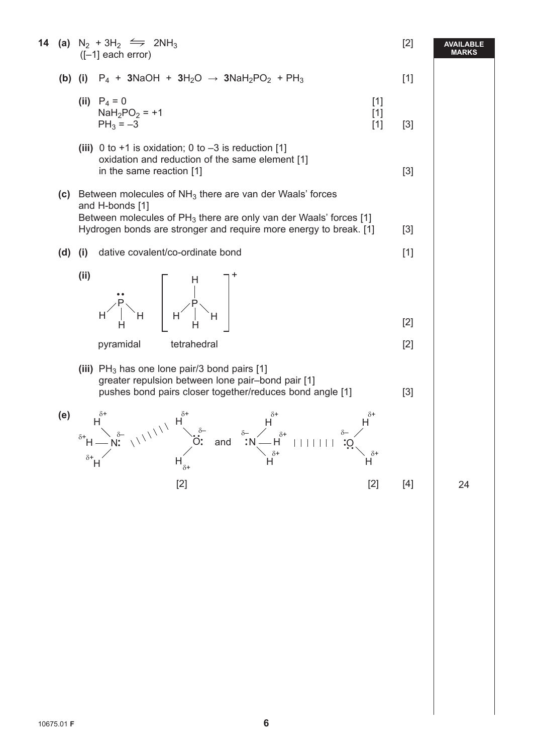**AVAILABLE MARKS**

**14 (a)** $N_2 + 3H_2 \rightleftharpoons 2NH_3$ [2]
([–1] each error)

**(b) (i)** $P_4 + \mathbf{3}NaOH + \mathbf{3}H_2O \rightarrow \mathbf{3}NaH_2PO_2 + PH_3$ [1]

**(ii)** $P_4 = 0$ [1]
$NaH_2PO_2 = +1$ [1]
$PH_3 = -3$ [1] [3]

**(iii)** 0 to +1 is oxidation; 0 to –3 is reduction [1]
oxidation and reduction of the same element [1]
in the same reaction [1] [3]

**(c)** Between molecules of $NH_3$ there are van der Waals' forces and H-bonds [1]
Between molecules of $PH_3$ there are only van der Waals' forces [1]
Hydrogen bonds are stronger and require more energy to break. [1] [3]

**(d) (i)** dative covalent/co-ordinate bond [1]

**(ii)** $PH_3$ structure (P with one lone pair, three P–H bonds) and $[PH_4]^+$ structure (P with four P–H bonds) [2]

pyramidal     tetrahedral [2]

**(iii)** $PH_3$ has one lone pair/3 bond pairs [1]
greater repulsion between lone pair–bond pair [1]
pushes bond pairs closer together/reduces bond angle [1] [3]

**(e)** $H^{\delta+}_3N^{\delta-}$: ···· $H^{\delta+}$–$O^{\delta-}$–$H^{\delta+}$ [2]  and  $^{\delta-}$:N–$H^{\delta+}$ ···· :$O^{\delta-}H^{\delta+}_2$ [2] [4]

24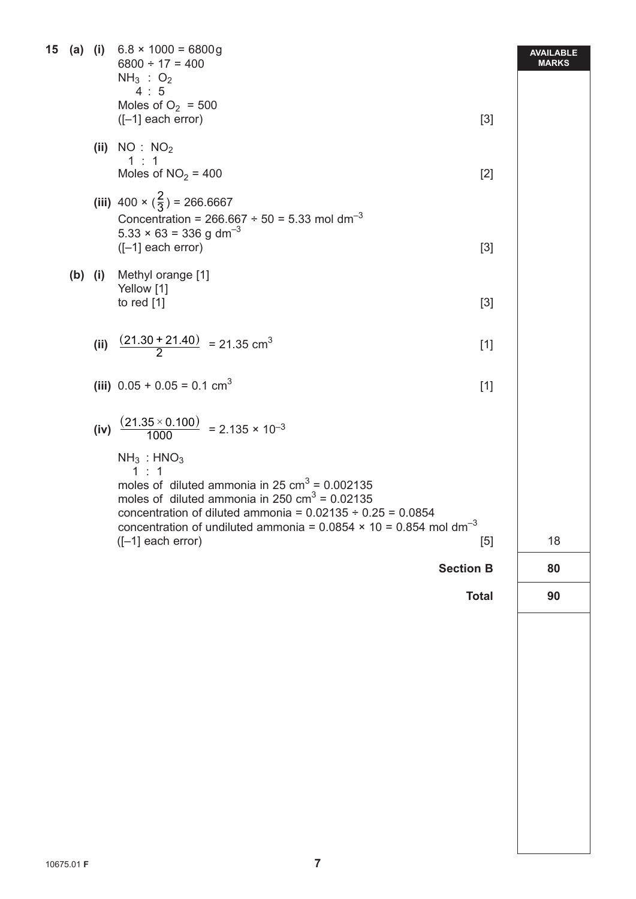**15 (a) (i)** $6.8 \times 1000 = 6800$ g
$6800 \div 17 = 400$
$NH_3$ : $O_2$
4 : 5
Moles of $O_2$ = 500
([–1] each error) [3]

**(ii)** $NO$ : $NO_2$
1 : 1
Moles of $NO_2$ = 400 [2]

**(iii)** $400 \times (\frac{2}{3}) = 266.6667$
Concentration = $266.667 \div 50 = 5.33$ mol dm$^{-3}$
$5.33 \times 63 = 336$ g dm$^{-3}$
([–1] each error) [3]

**(b) (i)** Methyl orange [1]
Yellow [1]
to red [1] [3]

**(ii)** $\frac{(21.30 + 21.40)}{2} = 21.35$ cm$^3$ [1]

**(iii)** $0.05 + 0.05 = 0.1$ cm$^3$ [1]

**(iv)** $\frac{(21.35 \times 0.100)}{1000} = 2.135 \times 10^{-3}$

$NH_3$ : $HNO_3$
1 : 1
moles of diluted ammonia in 25 cm$^3$ = 0.002135
moles of diluted ammonia in 250 cm$^3$ = 0.02135
concentration of diluted ammonia = $0.02135 \div 0.25 = 0.0854$
concentration of undiluted ammonia = $0.0854 \times 10 = 0.854$ mol dm$^{-3}$
([–1] each error) [5]

| | AVAILABLE MARKS |
|---|---|
| | 18 |
| **Section B** | **80** |
| **Total** | **90** |

10675.01 **F**